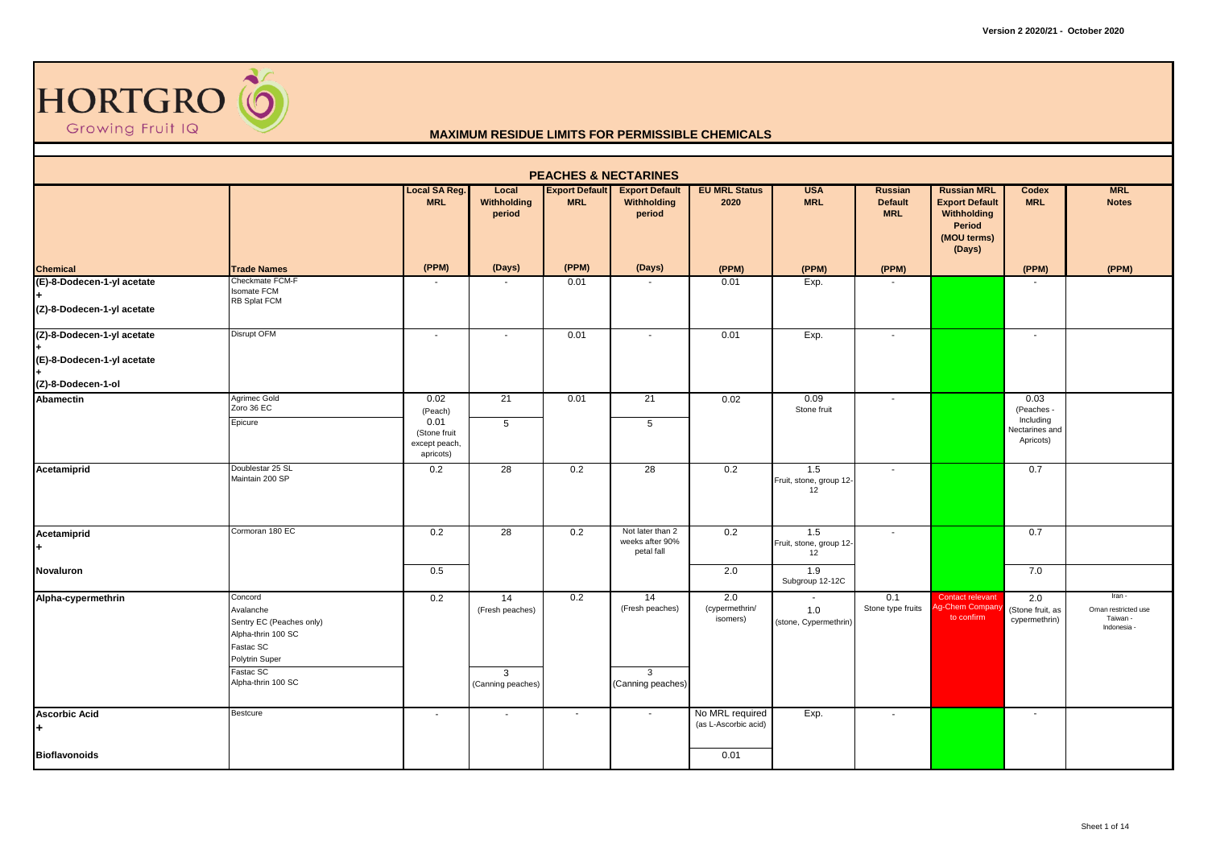HORTGRO Growing Fruit IQ

## MAXIMUM RESIDUE LIMITS FOR PERMISSIBLE CHEMICALS

Version 2 2020/21 - October 2020

### PEACHES & NECTARINES

| Chemical | Trade Names | Local SA Reg. MRL (PPM) | Local Withholding period (Days) | Export Default MRL (PPM) | Export Default Withholding period (Days) | EU MRL Status 2020 (PPM) | USA MRL (PPM) | Russian Default MRL (PPM) | Russian MRL Export Default Withholding Period (MOU terms) (Days) | Codex MRL (PPM) | MRL Notes (PPM) |
|---|---|---|---|---|---|---|---|---|---|---|---|
| (E)-8-Dodecen-1-yl acetate + (Z)-8-Dodecen-1-yl acetate | Checkmate FCM-F<br>Isomate FCM<br>RB Splat FCM | - | - | 0.01 | - | 0.01 | Exp. | - | | - | |
| (Z)-8-Dodecen-1-yl acetate + (E)-8-Dodecen-1-yl acetate + (Z)-8-Dodecen-1-ol | Disrupt OFM | - | - | 0.01 | - | 0.01 | Exp. | - | | - | |
| Abamectin | Agrimec Gold<br>Zoro 36 EC | 0.02 (Peach) | 21 | 0.01 | 21 | 0.02 | 0.09 Stone fruit | - | | 0.03 (Peaches - Including Nectarines and Apricots) | |
| | Epicure | 0.01 (Stone fruit except peach, apricots) | 5 | | 5 | | | | | | |
| Acetamiprid | Doublestar 25 SL<br>Maintain 200 SP | 0.2 | 28 | 0.2 | 28 | 0.2 | 1.5 Fruit, stone, group 12-12 | - | | 0.7 | |
| Acetamiprid + | Cormoran 180 EC | 0.2 | 28 | 0.2 | Not later than 2 weeks after 90% petal fall | 0.2 | 1.5 Fruit, stone, group 12-12 | - | | 0.7 | |
| Novaluron | | 0.5 | | | | 2.0 | 1.9 Subgroup 12-12C | | | 7.0 | |
| Alpha-cypermethrin | Concord<br>Avalanche<br>Sentry EC (Peaches only)<br>Alpha-thrin 100 SC<br>Fastac SC<br>Polytrin Super | 0.2 | 14 (Fresh peaches) | 0.2 | 14 (Fresh peaches) | 2.0 (cypermethrin/ isomers) | -<br>1.0 (stone, Cypermethrin) | 0.1 Stone type fruits | Contact relevant Ag-Chem Company to confirm | 2.0 (Stone fruit, as cypermethrin) | Iran -<br>Oman restricted use<br>Taiwan -<br>Indonesia - |
| | Fastac SC<br>Alpha-thrin 100 SC | | 3 (Canning peaches) | | 3 (Canning peaches) | | | | | | |
| Ascorbic Acid + | Bestcure | - | - | - | - | No MRL required (as L-Ascorbic acid) | Exp. | - | | - | |
| Bioflavonoids | | | | | | 0.01 | | | | | |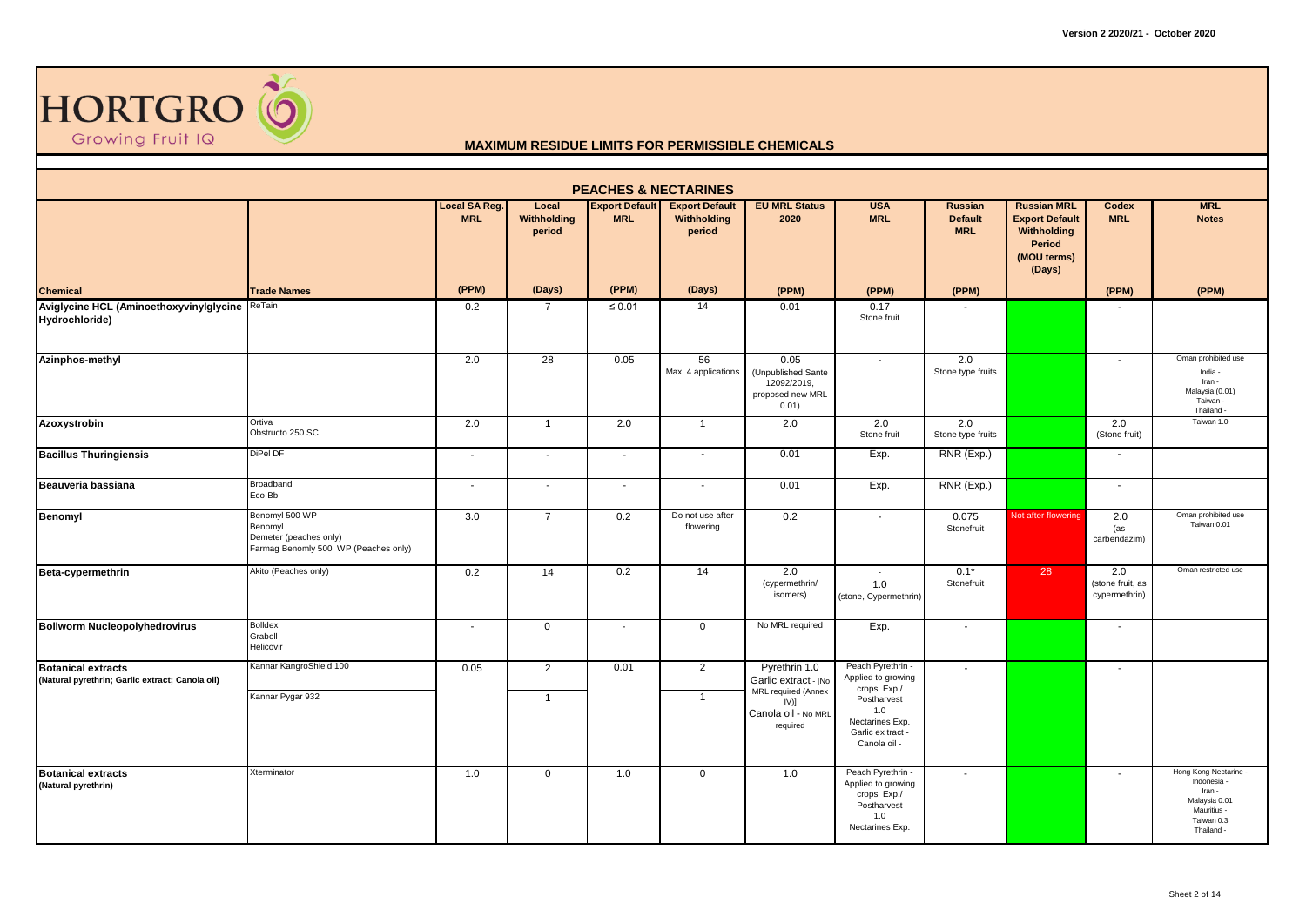# MAXIMUM RESIDUE LIMITS FOR PERMISSIBLE CHEMICALS

Version 2 2020/21 - October 2020

## PEACHES & NECTARINES

| Chemical | Trade Names | Local SA Reg. MRL (PPM) | Local Withholding period (Days) | Export Default MRL (PPM) | Export Default Withholding period (Days) | EU MRL Status 2020 (PPM) | USA MRL (PPM) | Russian Default MRL (PPM) | Russian MRL Export Default Withholding Period (MOU terms) (Days) | Codex MRL (PPM) | MRL Notes (PPM) |
|---|---|---|---|---|---|---|---|---|---|---|---|
| Aviglycine HCL (Aminoethoxyvinylglycine Hydrochloride) | ReTain | 0.2 | 7 | ≤ 0.01 | 14 | 0.01 | 0.17 Stone fruit | - | | - | |
| Azinphos-methyl | | 2.0 | 28 | 0.05 | 56 Max. 4 applications | 0.05 (Unpublished Sante 12092/2019, proposed new MRL 0.01) | - | 2.0 Stone type fruits | | - | Oman prohibited use India - Iran - Malaysia (0.01) Taiwan - Thailand - |
| Azoxystrobin | Ortiva Obstructo 250 SC | 2.0 | 1 | 2.0 | 1 | 2.0 | 2.0 Stone fruit | 2.0 Stone type fruits | | 2.0 (Stone fruit) | Taiwan 1.0 |
| Bacillus Thuringiensis | DiPel DF | - | - | - | - | 0.01 | Exp. | RNR (Exp.) | | - | |
| Beauveria bassiana | Broadband Eco-Bb | - | - | - | - | 0.01 | Exp. | RNR (Exp.) | | - | |
| Benomyl | Benomyl 500 WP Benomyl Demeter (peaches only) Farmag Benomly 500 WP (Peaches only) | 3.0 | 7 | 0.2 | Do not use after flowering | 0.2 | - | 0.075 Stonefruit | Not after flowering | 2.0 (as carbendazim) | Oman prohibited use Taiwan 0.01 |
| Beta-cypermethrin | Akito (Peaches only) | 0.2 | 14 | 0.2 | 14 | 2.0 (cypermethrin/ isomers) | - 1.0 (stone, Cypermethrin) | 0.1* Stonefruit | 28 | 2.0 (stone fruit, as cypermethrin) | Oman restricted use |
| Bollworm Nucleopolyhedrovirus | Bolldex Graboll Helicovir | - | 0 | - | 0 | No MRL required | Exp. | - | | - | |
| Botanical extracts (Natural pyrethrin; Garlic extract; Canola oil) | Kannar KangroShield 100 / Kannar Pygar 932 | 0.05 | 2 / 1 | 0.01 | 2 / 1 | Pyrethrin 1.0 Garlic extract - [No MRL required (Annex IV)] Canola oil - No MRL required | Peach Pyrethrin - Applied to growing crops Exp./ Postharvest 1.0 Nectarines Exp. Garlic ex tract - Canola oil - | - | | - | |
| Botanical extracts (Natural pyrethrin) | Xterminator | 1.0 | 0 | 1.0 | 0 | 1.0 | Peach Pyrethrin - Applied to growing crops Exp./ Postharvest 1.0 Nectarines Exp. | - | | - | Hong Kong Nectarine - Indonesia - Iran - Malaysia 0.01 Mauritius - Taiwan 0.3 Thailand - |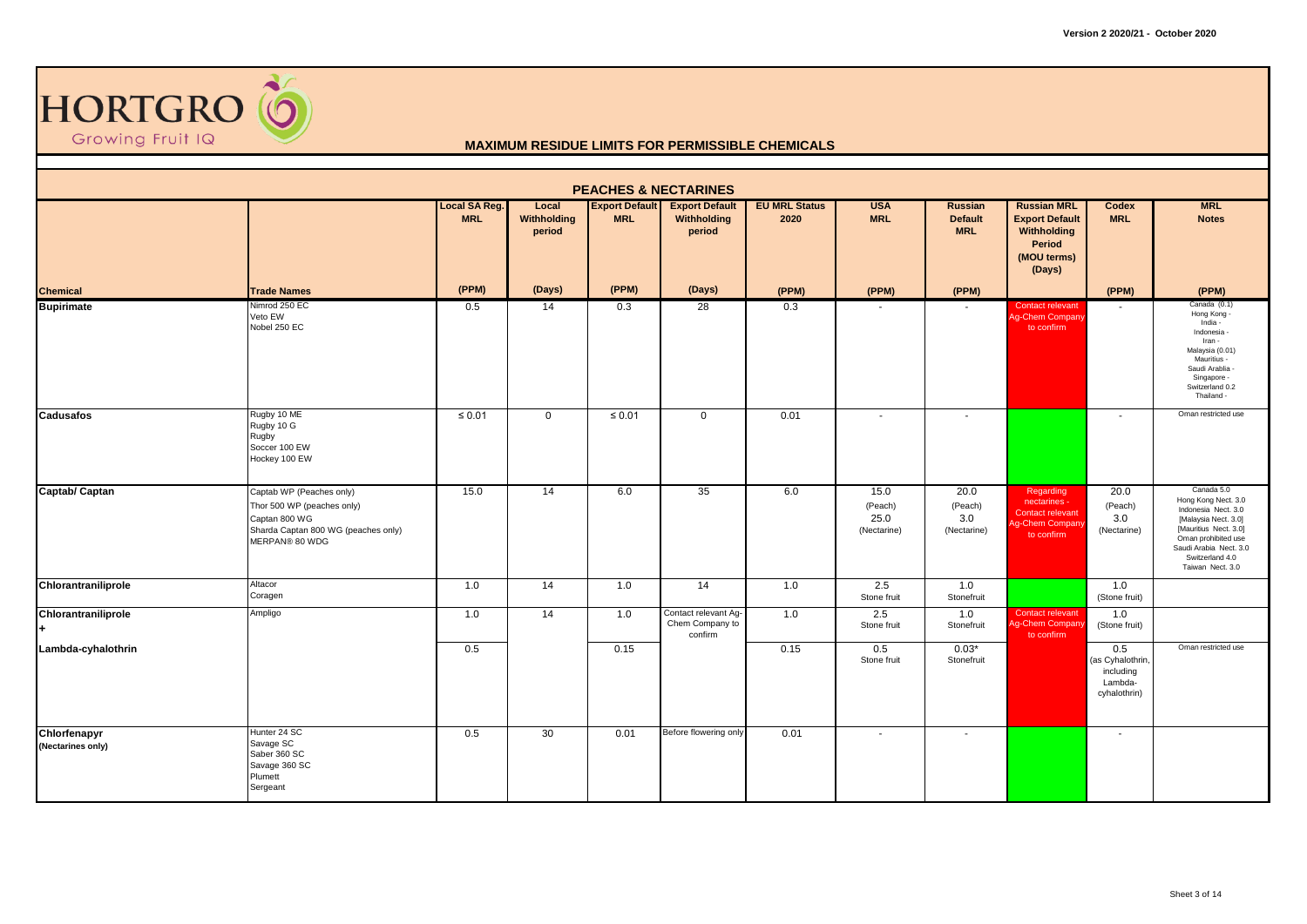# HORTGRO Growing Fruit IQ

## MAXIMUM RESIDUE LIMITS FOR PERMISSIBLE CHEMICALS

### PEACHES & NECTARINES

| Chemical | Trade Names | Local SA Reg. MRL (PPM) | Local Withholding period (Days) | Export Default MRL (PPM) | Export Default Withholding period (Days) | EU MRL Status 2020 (PPM) | USA MRL (PPM) | Russian Default MRL (PPM) | Russian MRL Export Default Withholding Period (MOU terms) (Days) | Codex MRL (PPM) | MRL Notes (PPM) |
|---|---|---|---|---|---|---|---|---|---|---|---|
| **Bupirimate** | Nimrod 250 EC<br>Veto EW<br>Nobel 250 EC | 0.5 | 14 | 0.3 | 28 | 0.3 | - | - | Contact relevant Ag-Chem Company to confirm | - | Canada (0.1)<br>Hong Kong -<br>India -<br>Indonesia -<br>Iran -<br>Malaysia (0.01)<br>Mauritius -<br>Saudi Arablia -<br>Singapore -<br>Switzerland 0.2<br>Thailand - |
| **Cadusafos** | Rugby 10 ME<br>Rugby 10 G<br>Rugby<br>Soccer 100 EW<br>Hockey 100 EW | ≤ 0.01 | 0 | ≤ 0.01 | 0 | 0.01 | - | - | | - | Oman restricted use |
| **Captab/ Captan** | Captab WP (Peaches only)<br>Thor 500 WP (peaches only)<br>Captan 800 WG<br>Sharda Captan 800 WG (peaches only)<br>MERPAN® 80 WDG | 15.0 | 14 | 6.0 | 35 | 6.0 | 15.0 (Peach)<br>25.0 (Nectarine) | 20.0 (Peach)<br>3.0 (Nectarine) | Regarding nectarines - Contact relevant Ag-Chem Company to confirm | 20.0 (Peach)<br>3.0 (Nectarine) | Canada 5.0<br>Hong Kong Nect. 3.0<br>Indonesia Nect. 3.0<br>[Malaysia Nect. 3.0]<br>[Mauritius Nect. 3.0]<br>Oman prohibited use<br>Saudi Arabia Nect. 3.0<br>Switzerland 4.0<br>Taiwan Nect. 3.0 |
| **Chlorantraniliprole** | Altacor<br>Coragen | 1.0 | 14 | 1.0 | 14 | 1.0 | 2.5 Stone fruit | 1.0 Stonefruit | | 1.0 (Stone fruit) | |
| **Chlorantraniliprole +** | Ampligo | 1.0 | 14 | 1.0 | Contact relevant Ag-Chem Company to confirm | 1.0 | 2.5 Stone fruit | 1.0 Stonefruit | Contact relevant Ag-Chem Company to confirm | 1.0 (Stone fruit) | |
| **Lambda-cyhalothrin** | | 0.5 | | 0.15 | | 0.15 | 0.5 Stone fruit | 0.03* Stonefruit | | 0.5 (as Cyhalothrin, including Lambda-cyhalothrin) | Oman restricted use |
| **Chlorfenapyr (Nectarines only)** | Hunter 24 SC<br>Savage SC<br>Saber 360 SC<br>Savage 360 SC<br>Plumett<br>Sergeant | 0.5 | 30 | 0.01 | Before flowering only | 0.01 | - | - | | - | |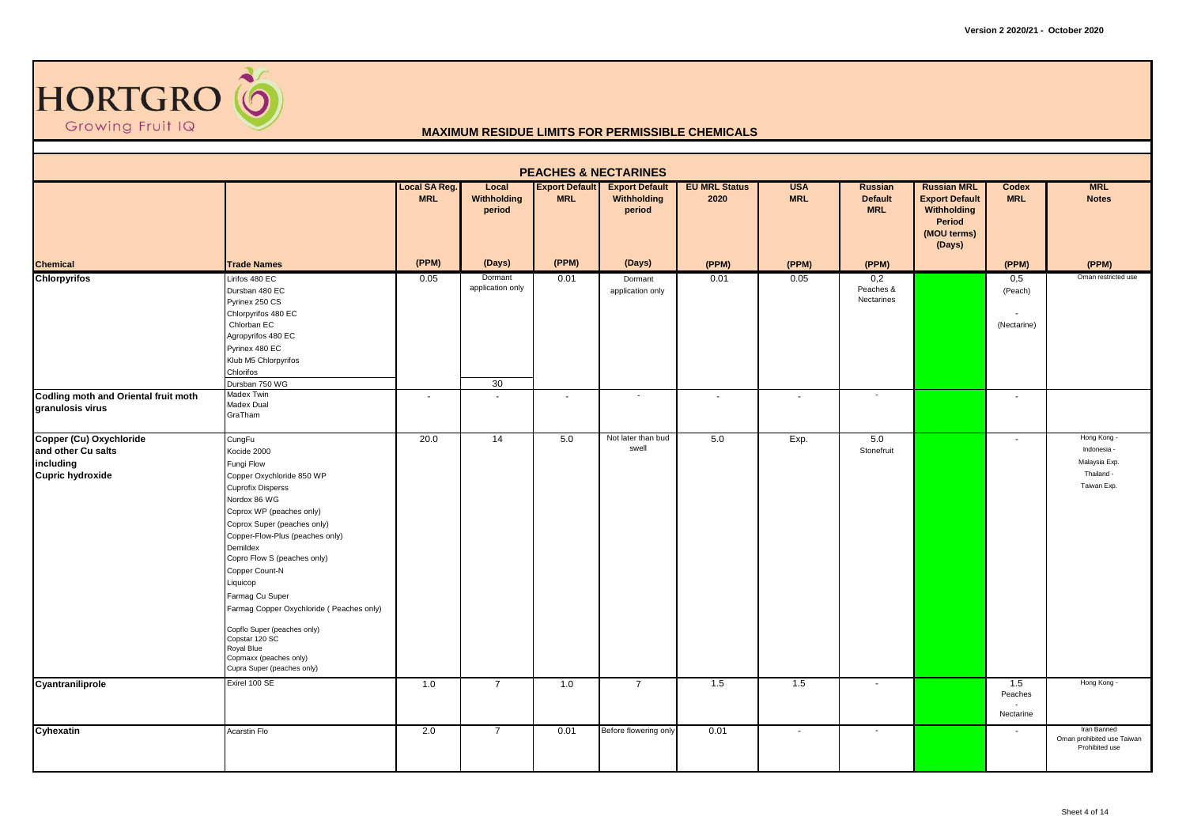# MAXIMUM RESIDUE LIMITS FOR PERMISSIBLE CHEMICALS

## PEACHES & NECTARINES

| Chemical | Trade Names | Local SA Reg. MRL (PPM) | Local Withholding period (Days) | Export Default MRL (PPM) | Export Default Withholding period (Days) | EU MRL Status 2020 (PPM) | USA MRL (PPM) | Russian Default MRL (PPM) | Russian MRL Export Default Withholding Period (MOU terms) (Days) | Codex MRL (PPM) | MRL Notes (PPM) |
|---|---|---|---|---|---|---|---|---|---|---|---|
| **Chlorpyrifos** | Lirifos 480 EC<br>Dursban 480 EC<br>Pyrinex 250 CS<br>Chlorpyrifos 480 EC<br>Chlorban EC<br>Agropyrifos 480 EC<br>Pyrinex 480 EC<br>Klub M5 Chlorpyrifos<br>Chlorifos | 0.05 | Dormant application only | 0.01 | Dormant application only | 0.01 | 0.05 | 0,2 Peaches & Nectarines | | 0,5 (Peach) - (Nectarine) | Oman restricted use |
| | Dursban 750 WG | | 30 | | | | | | | | |
| **Codling moth and Oriental fruit moth granulosis virus** | Madex Twin<br>Madex Dual<br>GraTham | - | - | - | - | - | - | - | | - | |
| **Copper (Cu) Oxychloride and other Cu salts including Cupric hydroxide** | CungFu<br>Kocide 2000<br>Fungi Flow<br>Copper Oxychloride 850 WP<br>Cuprofix Disperss<br>Nordox 86 WG<br>Coprox WP (peaches only)<br>Coprox Super (peaches only)<br>Copper-Flow-Plus (peaches only)<br>Demildex<br>Copro Flow S (peaches only)<br>Copper Count-N<br>Liquicop<br>Farmag Cu Super<br>Farmag Copper Oxychloride ( Peaches only)<br>Copflo Super (peaches only)<br>Copstar 120 SC<br>Royal Blue<br>Copmaxx (peaches only)<br>Cupra Super (peaches only) | 20.0 | 14 | 5.0 | Not later than bud swell | 5.0 | Exp. | 5.0 Stonefruit | | - | Hong Kong -<br>Indonesia -<br>Malaysia Exp.<br>Thailand -<br>Taiwan Exp. |
| **Cyantraniliprole** | Exirel 100 SE | 1.0 | 7 | 1.0 | 7 | 1.5 | 1.5 | - | | 1.5 Peaches - Nectarine | Hong Kong - |
| **Cyhexatin** | Acarstin Flo | 2.0 | 7 | 0.01 | Before flowering only | 0.01 | - | - | | - | Iran Banned<br>Oman prohibited use Taiwan Prohibited use |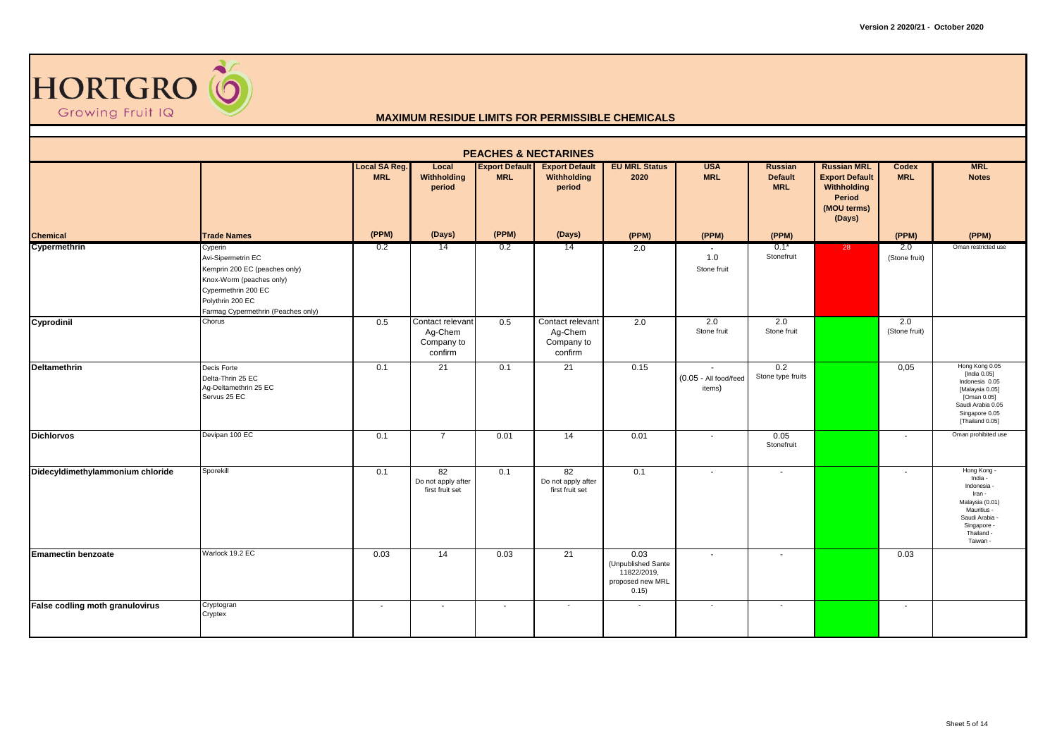HORTGRO
Growing Fruit IQ

# MAXIMUM RESIDUE LIMITS FOR PERMISSIBLE CHEMICALS

## PEACHES & NECTARINES

| Chemical | Trade Names | Local SA Reg. MRL (PPM) | Local Withholding period (Days) | Export Default MRL (PPM) | Export Default Withholding period (Days) | EU MRL Status 2020 (PPM) | USA MRL (PPM) | Russian Default MRL (PPM) | Russian MRL Export Default Withholding Period (MOU terms) (Days) | Codex MRL (PPM) | MRL Notes (PPM) |
|---|---|---|---|---|---|---|---|---|---|---|---|
| **Cypermethrin** | Cyperin<br>Avi-Sipermetrin EC<br>Kemprin 200 EC (peaches only)<br>Knox-Worm (peaches only)<br>Cypermethrin 200 EC<br>Polythrin 200 EC<br>Farmag Cypermethrin (Peaches only) | 0.2 | 14 | 0.2 | 14 | 2.0 | -<br>1.0<br>Stone fruit | 0.1*<br>Stonefruit | 28 | 2.0<br>(Stone fruit) | Oman restricted use |
| **Cyprodinil** | Chorus | 0.5 | Contact relevant Ag-Chem Company to confirm | 0.5 | Contact relevant Ag-Chem Company to confirm | 2.0 | 2.0<br>Stone fruit | 2.0<br>Stone fruit | | 2.0<br>(Stone fruit) | |
| **Deltamethrin** | Decis Forte<br>Delta-Thrin 25 EC<br>Ag-Deltamethrin 25 EC<br>Servus 25 EC | 0.1 | 21 | 0.1 | 21 | 0.15 | -<br>(0.05 - All food/feed items) | 0.2<br>Stone type fruits | | 0,05 | Hong Kong 0.05<br>[India 0.05]<br>Indonesia 0.05<br>[Malaysia 0.05]<br>[Oman 0.05]<br>Saudi Arabia 0.05<br>Singapore 0.05<br>[Thailand 0.05] |
| **Dichlorvos** | Devipan 100 EC | 0.1 | 7 | 0.01 | 14 | 0.01 | - | 0.05<br>Stonefruit | | - | Oman prohibited use |
| **Didecyldimethylammonium chloride** | Sporekill | 0.1 | 82<br>Do not apply after first fruit set | 0.1 | 82<br>Do not apply after first fruit set | 0.1 | - | - | | - | Hong Kong -<br>India -<br>Indonesia -<br>Iran -<br>Malaysia (0.01)<br>Mauritius -<br>Saudi Arabia -<br>Singapore -<br>Thailand -<br>Taiwan - |
| **Emamectin benzoate** | Warlock 19.2 EC | 0.03 | 14 | 0.03 | 21 | 0.03<br>(Unpublished Sante 11822/2019, proposed new MRL 0.15) | - | - | | 0.03 | |
| **False codling moth granulovirus** | Cryptogran<br>Cryptex | - | - | - | - | - | - | - | | - | |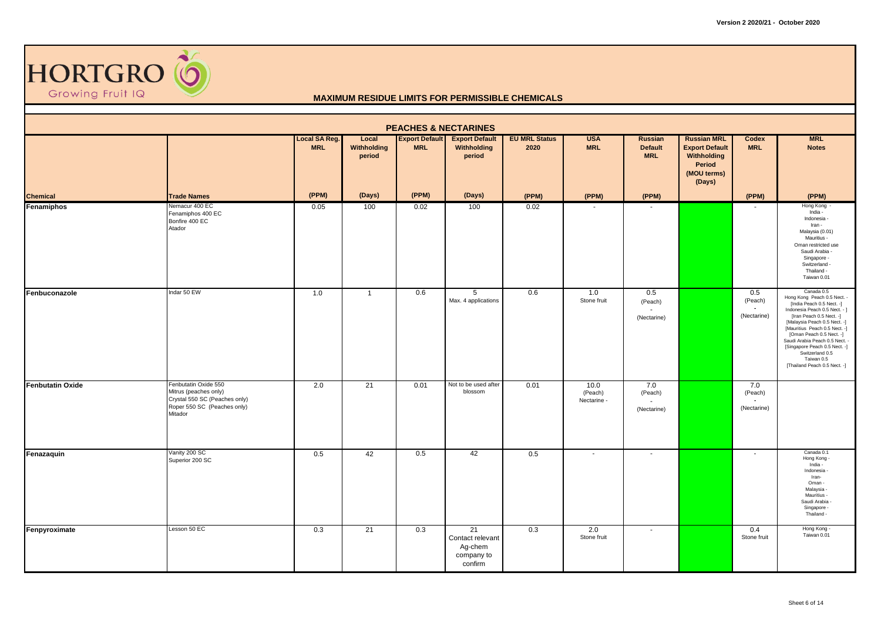**Version 2 2020/21 - October 2020**

HORTGRO Growing Fruit IQ

# MAXIMUM RESIDUE LIMITS FOR PERMISSIBLE CHEMICALS

## PEACHES & NECTARINES

| Chemical | Trade Names | Local SA Reg. MRL (PPM) | Local Withholding period (Days) | Export Default MRL (PPM) | Export Default Withholding period (Days) | EU MRL Status 2020 (PPM) | USA MRL (PPM) | Russian Default MRL (PPM) | Russian MRL Export Default Withholding Period (MOU terms) (Days) | Codex MRL (PPM) | MRL Notes (PPM) |
|---|---|---|---|---|---|---|---|---|---|---|---|
| **Fenamiphos** | Nemacur 400 EC<br>Fenamiphos 400 EC<br>Bonfire 400 EC<br>Atador | 0.05 | 100 | 0.02 | 100 | 0.02 | - | - | | - | Hong Kong -<br>India -<br>Indonesia -<br>Iran -<br>Malaysia (0.01)<br>Mauritius -<br>Oman restricted use<br>Saudi Arabia -<br>Singapore -<br>Switzerland -<br>Thailand -<br>Taiwan 0.01 |
| **Fenbuconazole** | Indar 50 EW | 1.0 | 1 | 0.6 | 5<br>Max. 4 applications | 0.6 | 1.0<br>Stone fruit | 0.5<br>(Peach)<br>-<br>(Nectarine) | | 0.5<br>(Peach)<br>-<br>(Nectarine) | Canada 0.5<br>Hong Kong Peach 0.5 Nect. -<br>[India Peach 0.5 Nect. -]<br>Indonesia Peach 0.5 Nect. - ]<br>[Iran Peach 0.5 Nect. -]<br>[Malaysia Peach 0.5 Nect. -]<br>[Mauritius Peach 0.5 Nect. -]<br>[Oman Peach 0.5 Nect. -]<br>Saudi Arabia Peach 0.5 Nect. -<br>[Singapore Peach 0.5 Nect. -]<br>Switzerland 0.5<br>Taiwan 0.5<br>[Thailand Peach 0.5 Nect. -] |
| **Fenbutatin Oxide** | Fenbutatin Oxide 550<br>Mitrus (peaches only)<br>Crystal 550 SC (Peaches only)<br>Roper 550 SC (Peaches only)<br>Mitador | 2.0 | 21 | 0.01 | Not to be used after blossom | 0.01 | 10.0<br>(Peach)<br>Nectarine - | 7.0<br>(Peach)<br>-<br>(Nectarine) | | 7.0<br>(Peach)<br>-<br>(Nectarine) | |
| **Fenazaquin** | Vanity 200 SC<br>Superior 200 SC | 0.5 | 42 | 0.5 | 42 | 0.5 | - | - | | - | Canada 0.1<br>Hong Kong -<br>India -<br>Indonesia -<br>Iran-<br>Oman -<br>Malaysia -<br>Mauritius -<br>Saudi Arabia -<br>Singapore -<br>Thailand - |
| **Fenpyroximate** | Lesson 50 EC | 0.3 | 21 | 0.3 | 21<br>Contact relevant Ag-chem company to confirm | 0.3 | 2.0<br>Stone fruit | - | | 0.4<br>Stone fruit | Hong Kong -<br>Taiwan 0.01 |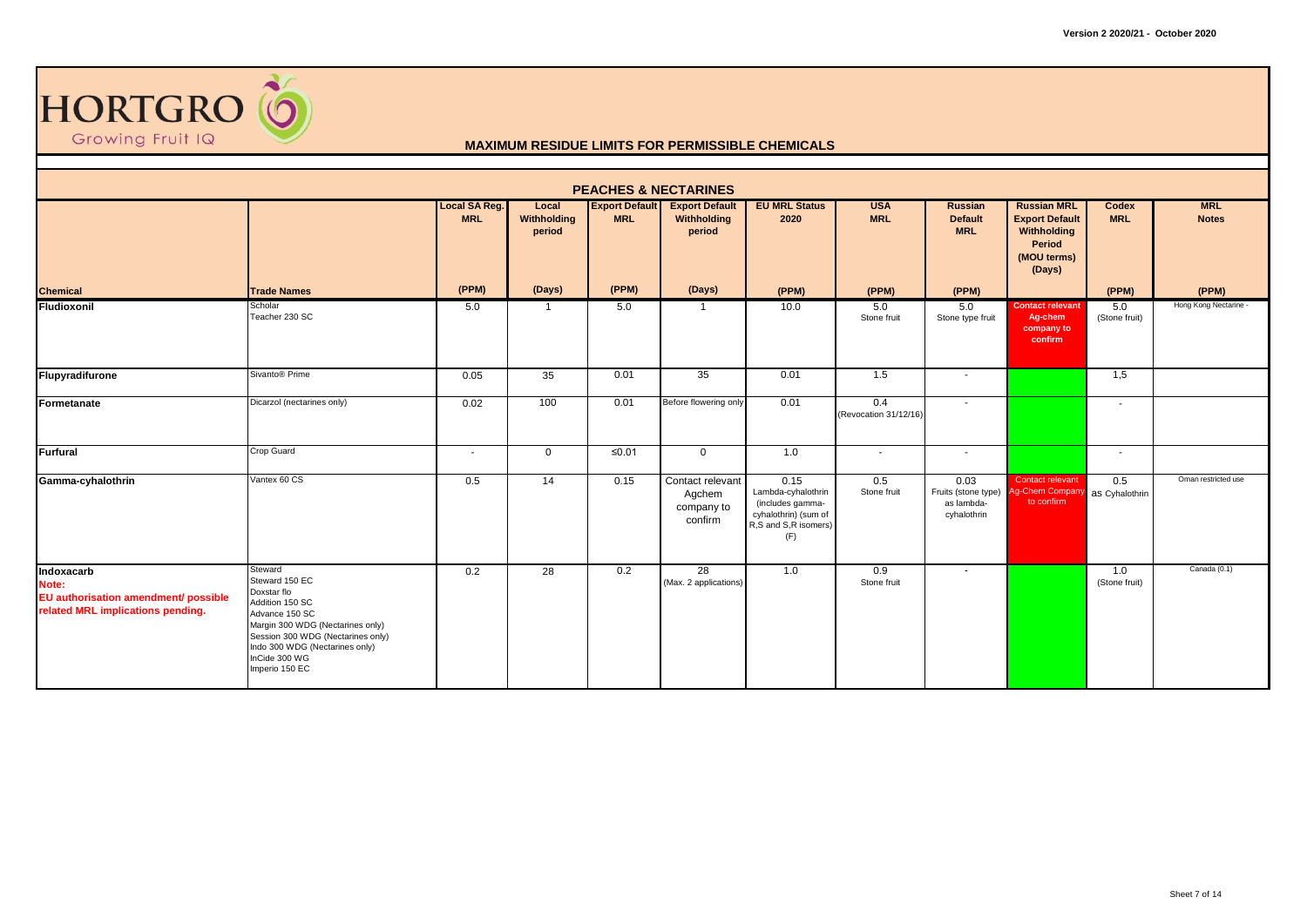# HORTGRO Growing Fruit IQ

## MAXIMUM RESIDUE LIMITS FOR PERMISSIBLE CHEMICALS

### PEACHES & NECTARINES

| Chemical | Trade Names | Local SA Reg. MRL (PPM) | Local Withholding period (Days) | Export Default MRL (PPM) | Export Default Withholding period (Days) | EU MRL Status 2020 (PPM) | USA MRL (PPM) | Russian Default MRL (PPM) | Russian MRL Export Default Withholding Period (MOU terms) (Days) | Codex MRL (PPM) | MRL Notes (PPM) |
|---|---|---|---|---|---|---|---|---|---|---|---|
| **Fludioxonil** | Scholar<br>Teacher 230 SC | 5.0 | 1 | 5.0 | 1 | 10.0 | 5.0<br>Stone fruit | 5.0<br>Stone type fruit | Contact relevant Ag-chem company to confirm | 5.0<br>(Stone fruit) | Hong Kong Nectarine - |
| **Flupyradifurone** | Sivanto® Prime | 0.05 | 35 | 0.01 | 35 | 0.01 | 1.5 | - | | 1,5 | |
| **Formetanate** | Dicarzol (nectarines only) | 0.02 | 100 | 0.01 | Before flowering only | 0.01 | 0.4<br>(Revocation 31/12/16) | - | | - | |
| **Furfural** | Crop Guard | - | 0 | ≤0.01 | 0 | 1.0 | - | - | | - | |
| **Gamma-cyhalothrin** | Vantex 60 CS | 0.5 | 14 | 0.15 | Contact relevant Agchem company to confirm | 0.15<br>Lambda-cyhalothrin (includes gamma-cyhalothrin) (sum of R,S and S,R isomers) (F) | 0.5<br>Stone fruit | 0.03<br>Fruits (stone type) as lambda-cyhalothrin | Contact relevant Ag-Chem Company to confirm | 0.5<br>as Cyhalothrin | Oman restricted use |
| **Indoxacarb**<br>Note:<br>EU authorisation amendment/ possible related MRL implications pending. | Steward<br>Steward 150 EC<br>Doxstar flo<br>Addition 150 SC<br>Advance 150 SC<br>Margin 300 WDG (Nectarines only)<br>Session 300 WDG (Nectarines only)<br>Indo 300 WDG (Nectarines only)<br>InCide 300 WG<br>Imperio 150 EC | 0.2 | 28 | 0.2 | 28<br>(Max. 2 applications) | 1.0 | 0.9<br>Stone fruit | - | | 1.0<br>(Stone fruit) | Canada (0.1) |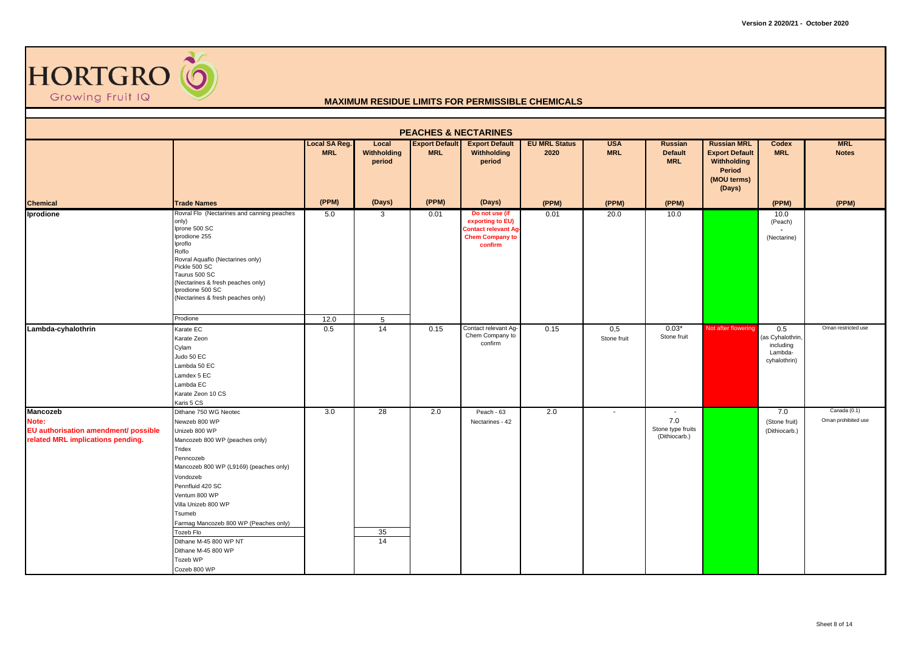# HORTGRO Growing Fruit IQ

## MAXIMUM RESIDUE LIMITS FOR PERMISSIBLE CHEMICALS

### PEACHES & NECTARINES

| Chemical | Trade Names | Local SA Reg. MRL (PPM) | Local Withholding period (Days) | Export Default MRL (PPM) | Export Default Withholding period (Days) | EU MRL Status 2020 (PPM) | USA MRL (PPM) | Russian Default MRL (PPM) | Russian MRL Export Default Withholding Period (MOU terms) (Days) | Codex MRL (PPM) | MRL Notes (PPM) |
|---|---|---|---|---|---|---|---|---|---|---|---|
| **Iprodione** | Rovral Flo (Nectarines and canning peaches only)<br>Iprone 500 SC<br>Iprodione 255<br>Iproflo<br>Roflo<br>Rovral Aquaflo (Nectarines only)<br>Pickle 500 SC<br>Taurus 500 SC<br>(Nectarines & fresh peaches only)<br>Iprodione 500 SC<br>(Nectarines & fresh peaches only) | 5.0 | 3 | 0.01 | Do not use (if exporting to EU) Contact relevant Ag-Chem Company to confirm | 0.01 | 20.0 | 10.0 | | 10.0 (Peach)<br>-<br>(Nectarine) | |
| | Prodione | 12.0 | 5 | | | | | | | | |
| **Lambda-cyhalothrin** | Karate EC<br>Karate Zeon<br>Cylam<br>Judo 50 EC<br>Lambda 50 EC<br>Lamdex 5 EC<br>Lambda EC<br>Karate Zeon 10 CS<br>Karis 5 CS | 0.5 | 14 | 0.15 | Contact relevant Ag-Chem Company to confirm | 0.15 | 0,5<br>Stone fruit | 0.03*<br>Stone fruit | Not after flowering | 0.5<br>(as Cyhalothrin, including Lambda-cyhalothrin) | Oman restricted use |
| **Mancozeb**<br>**Note:**<br>**EU authorisation amendment/ possible related MRL implications pending.** | Dithane 750 WG Neotec<br>Newzeb 800 WP<br>Unizeb 800 WP<br>Mancozeb 800 WP (peaches only)<br>Tridex<br>Penncozeb<br>Mancozeb 800 WP (L9169) (peaches only)<br>Vondozeb<br>Pennfluid 420 SC<br>Ventum 800 WP<br>Villa Unizeb 800 WP<br>Tsumeb<br>Farmag Mancozeb 800 WP (Peaches only) | 3.0 | 28 | 2.0 | Peach - 63<br>Nectarines - 42 | 2.0 | - | -<br>7.0<br>Stone type fruits<br>(Dithiocarb.) | | 7.0<br>(Stone fruit)<br>(Dithiocarb.) | Canada (0.1)<br>Oman prohibited use |
| | Tozeb Flo | | 35 | | | | | | | | |
| | Dithane M-45 800 WP NT<br>Dithane M-45 800 WP<br>Tozeb WP<br>Cozeb 800 WP | | 14 | | | | | | | | |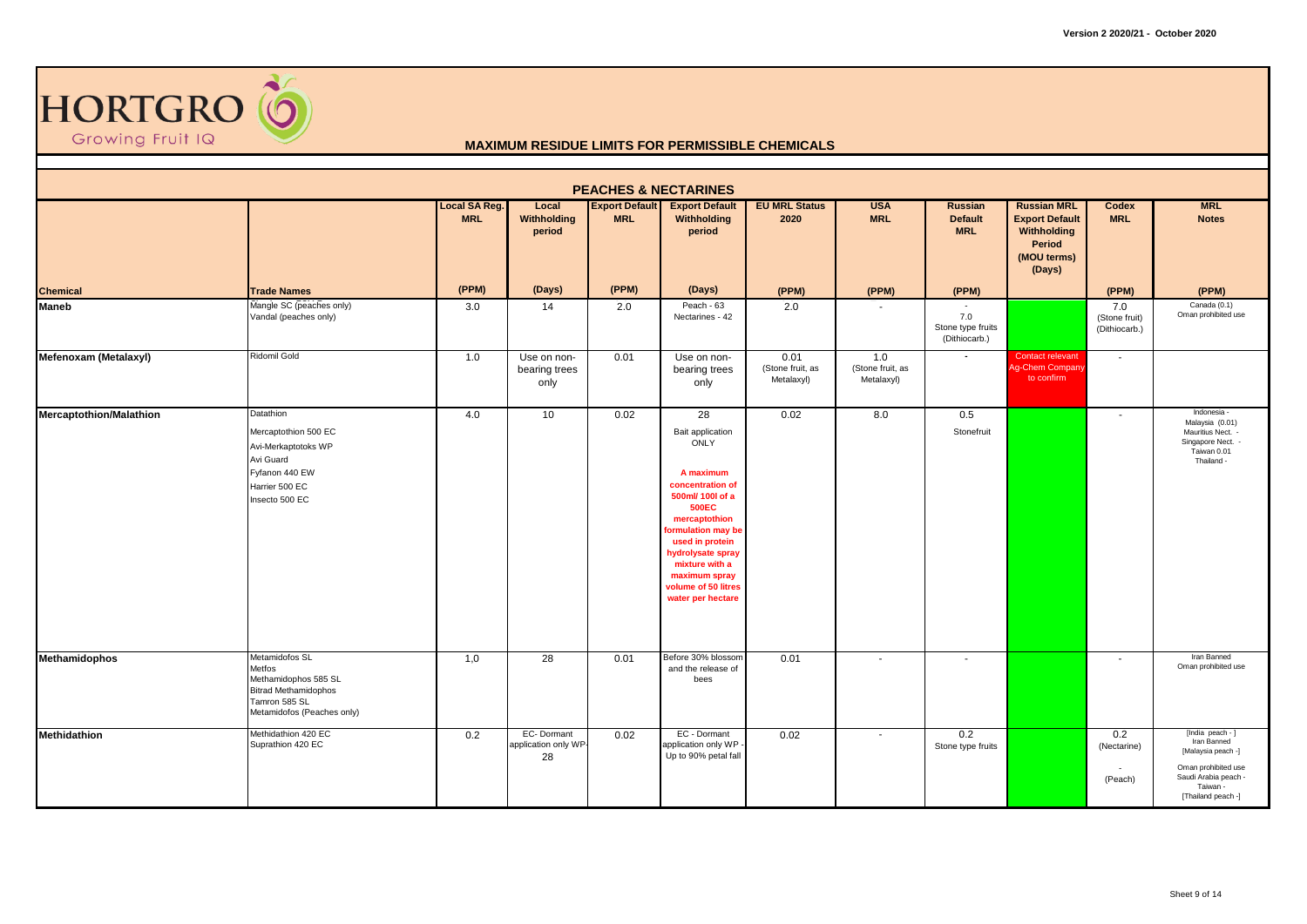Version 2 2020/21 - October 2020

HORTGRO Growing Fruit IQ

## MAXIMUM RESIDUE LIMITS FOR PERMISSIBLE CHEMICALS

### PEACHES & NECTARINES

| Chemical | Trade Names | Local SA Reg. MRL (PPM) | Local Withholding period (Days) | Export Default MRL (PPM) | Export Default Withholding period (Days) | EU MRL Status 2020 (PPM) | USA MRL (PPM) | Russian Default MRL (PPM) | Russian MRL Export Default Withholding Period (MOU terms) (Days) | Codex MRL (PPM) | MRL Notes (PPM) |
|---|---|---|---|---|---|---|---|---|---|---|---|
| **Maneb** | Mangle SC (peaches only)<br>Vandal (peaches only) | 3.0 | 14 | 2.0 | Peach - 63<br>Nectarines - 42 | 2.0 | - | -<br>7.0<br>Stone type fruits (Dithiocarb.) | | 7.0<br>(Stone fruit)<br>(Dithiocarb.) | Canada (0.1)<br>Oman prohibited use |
| **Mefenoxam (Metalaxyl)** | Ridomil Gold | 1.0 | Use on non-bearing trees only | 0.01 | Use on non-bearing trees only | 0.01<br>(Stone fruit, as Metalaxyl) | 1.0<br>(Stone fruit, as Metalaxyl) | - | Contact relevant Ag-Chem Company to confirm | - | |
| **Mercaptothion/Malathion** | Datathion<br>Mercaptothion 500 EC<br>Avi-Merkaptotoks WP<br>Avi Guard<br>Fyfanon 440 EW<br>Harrier 500 EC<br>Insecto 500 EC | 4.0 | 10 | 0.02 | 28<br>Bait application ONLY<br>**A maximum concentration of 500ml/ 100l of a 500EC mercaptothion formulation may be used in protein hydrolysate spray mixture with a maximum spray volume of 50 litres water per hectare** | 0.02 | 8.0 | 0.5<br>Stonefruit | | - | Indonesia -<br>Malaysia (0.01)<br>Mauritius Nect. -<br>Singapore Nect. -<br>Taiwan 0.01<br>Thailand - |
| **Methamidophos** | Metamidofos SL<br>Metfos<br>Methamidophos 585 SL<br>Bitrad Methamidophos<br>Tamron 585 SL<br>Metamidofos (Peaches only) | 1,0 | 28 | 0.01 | Before 30% blossom and the release of bees | 0.01 | - | - | | - | Iran Banned<br>Oman prohibited use |
| **Methidathion** | Methidathion 420 EC<br>Suprathion 420 EC | 0.2 | EC- Dormant application only WP-28 | 0.02 | EC - Dormant application only WP - Up to 90% petal fall | 0.02 | - | 0.2<br>Stone type fruits | | 0.2<br>(Nectarine)<br>-<br>(Peach) | [India peach - ]<br>Iran Banned<br>[Malaysia peach -]<br>Oman prohibited use<br>Saudi Arabia peach -<br>Taiwan -<br>[Thailand peach -] |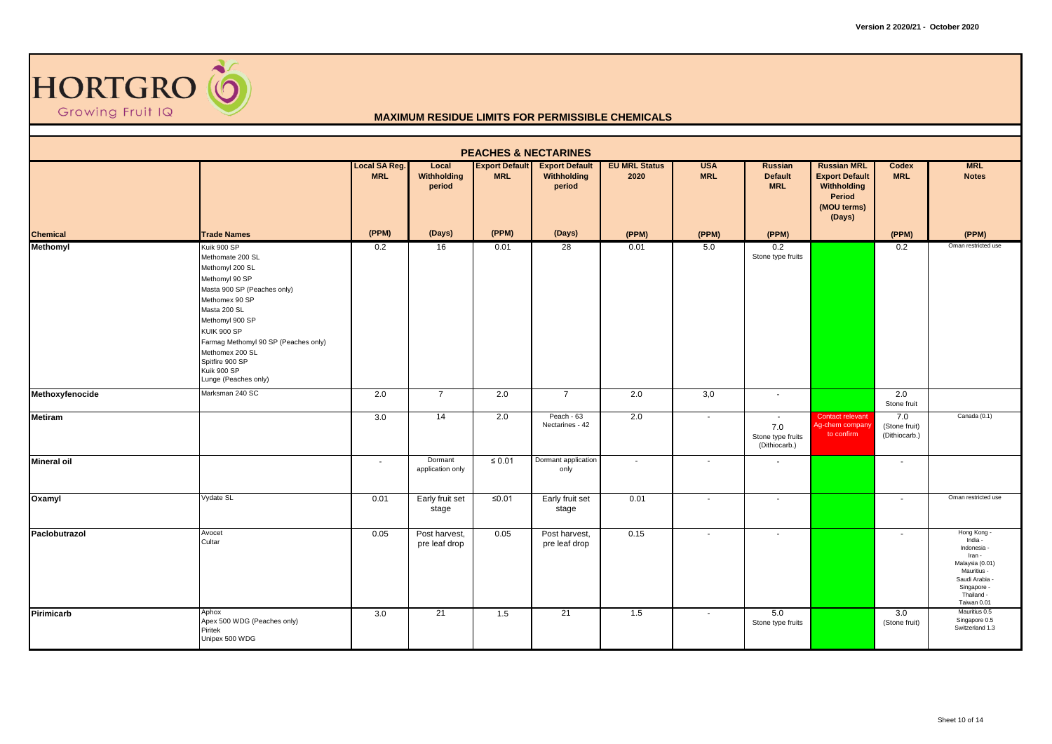## MAXIMUM RESIDUE LIMITS FOR PERMISSIBLE CHEMICALS

### PEACHES & NECTARINES

| Chemical | Trade Names | Local SA Reg. MRL (PPM) | Local Withholding period (Days) | Export Default MRL (PPM) | Export Default Withholding period (Days) | EU MRL Status 2020 (PPM) | USA MRL (PPM) | Russian Default MRL (PPM) | Russian MRL Export Default Withholding Period (MOU terms) (Days) | Codex MRL (PPM) | MRL Notes (PPM) |
|---|---|---|---|---|---|---|---|---|---|---|---|
| **Methomyl** | Kuik 900 SP<br>Methomate 200 SL<br>Methomyl 200 SL<br>Methomyl 90 SP<br>Masta 900 SP (Peaches only)<br>Methomex 90 SP<br>Masta 200 SL<br>Methomyl 900 SP<br>KUIK 900 SP<br>Farmag Methomyl 90 SP (Peaches only)<br>Methomex 200 SL<br>Spitfire 900 SP<br>Kuik 900 SP<br>Lunge (Peaches only) | 0.2 | 16 | 0.01 | 28 | 0.01 | 5.0 | 0.2<br>Stone type fruits | | 0.2 | Oman restricted use |
| **Methoxyfenocide** | Marksman 240 SC | 2.0 | 7 | 2.0 | 7 | 2.0 | 3,0 | - | | 2.0<br>Stone fruit | |
| **Metiram** | | 3.0 | 14 | 2.0 | Peach - 63<br>Nectarines - 42 | 2.0 | - | -<br>7.0<br>Stone type fruits<br>(Dithiocarb.) | Contact relevant Ag-chem company to confirm | 7.0<br>(Stone fruit)<br>(Dithiocarb.) | Canada (0.1) |
| **Mineral oil** | | - | Dormant application only | ≤ 0.01 | Dormant application only | - | - | - | | - | |
| **Oxamyl** | Vydate SL | 0.01 | Early fruit set stage | ≤0.01 | Early fruit set stage | 0.01 | - | - | | - | Oman restricted use |
| **Paclobutrazol** | Avocet<br>Cultar | 0.05 | Post harvest, pre leaf drop | 0.05 | Post harvest, pre leaf drop | 0.15 | - | - | | - | Hong Kong -<br>India -<br>Indonesia -<br>Iran -<br>Malaysia (0.01)<br>Mauritius -<br>Saudi Arabia -<br>Singapore -<br>Thailand -<br>Taiwan 0.01 |
| **Pirimicarb** | Aphox<br>Apex 500 WDG (Peaches only)<br>Piritek<br>Unipex 500 WDG | 3.0 | 21 | 1.5 | 21 | 1.5 | - | 5.0<br>Stone type fruits | | 3.0<br>(Stone fruit) | Mauritius 0.5<br>Singapore 0.5<br>Switzerland 1.3 |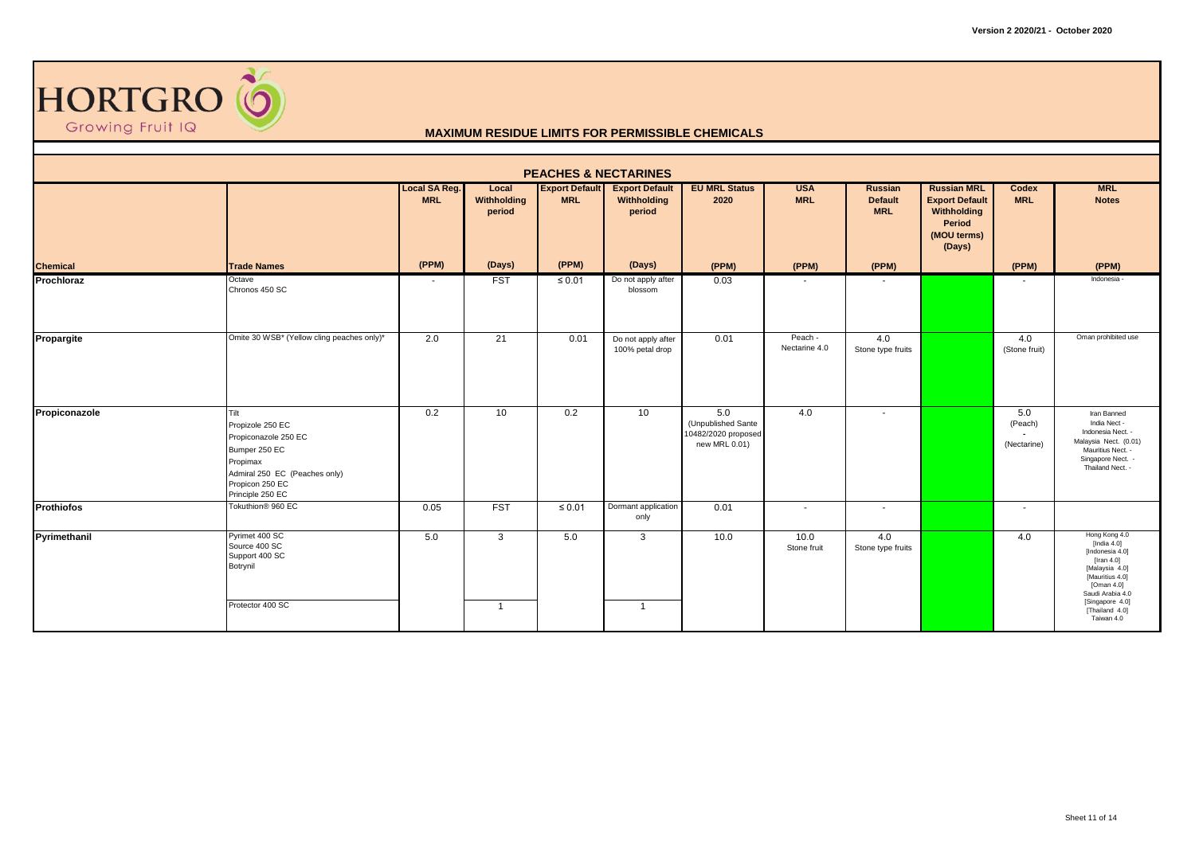Version 2 2020/21 - October 2020

HORTGRO Growing Fruit IQ

## MAXIMUM RESIDUE LIMITS FOR PERMISSIBLE CHEMICALS

### PEACHES & NECTARINES

| Chemical | Trade Names | Local SA Reg. MRL (PPM) | Local Withholding period (Days) | Export Default MRL (PPM) | Export Default Withholding period (Days) | EU MRL Status 2020 (PPM) | USA MRL (PPM) | Russian Default MRL (PPM) | Russian MRL Export Default Withholding Period (MOU terms) (Days) | Codex MRL (PPM) | MRL Notes (PPM) |
|---|---|---|---|---|---|---|---|---|---|---|---|
| **Prochloraz** | Octave<br>Chronos 450 SC | - | FST | ≤ 0.01 | Do not apply after blossom | 0.03 | - | - | | - | Indonesia - |
| **Propargite** | Omite 30 WSB* (Yellow cling peaches only)* | 2.0 | 21 | 0.01 | Do not apply after 100% petal drop | 0.01 | Peach -<br>Nectarine 4.0 | 4.0<br>Stone type fruits | | 4.0<br>(Stone fruit) | Oman prohibited use |
| **Propiconazole** | Tilt<br>Propizole 250 EC<br>Propiconazole 250 EC<br>Bumper 250 EC<br>Propimax<br>Admiral 250 EC (Peaches only)<br>Propicon 250 EC<br>Principle 250 EC | 0.2 | 10 | 0.2 | 10 | 5.0<br>(Unpublished Sante 10482/2020 proposed new MRL 0.01) | 4.0 | - | | 5.0<br>(Peach)<br>-<br>(Nectarine) | Iran Banned<br>India Nect -<br>Indonesia Nect. -<br>Malaysia Nect. (0.01)<br>Mauritius Nect. -<br>Singapore Nect. -<br>Thailand Nect. - |
| **Prothiofos** | Tokuthion® 960 EC | 0.05 | FST | ≤ 0.01 | Dormant application only | 0.01 | - | - | | - | |
| **Pyrimethanil** | Pyrimet 400 SC<br>Source 400 SC<br>Support 400 SC<br>Botrynil | 5.0 | 3 | 5.0 | 3 | 10.0 | 10.0<br>Stone fruit | 4.0<br>Stone type fruits | | 4.0 | Hong Kong 4.0<br>[India 4.0]<br>[Indonesia 4.0]<br>[Iran 4.0]<br>[Malaysia 4.0]<br>[Mauritius 4.0]<br>[Oman 4.0]<br>Saudi Arabia 4.0<br>[Singapore 4.0]<br>[Thailand 4.0]<br>Taiwan 4.0 |
| | Protector 400 SC | | 1 | | 1 | | | | | | |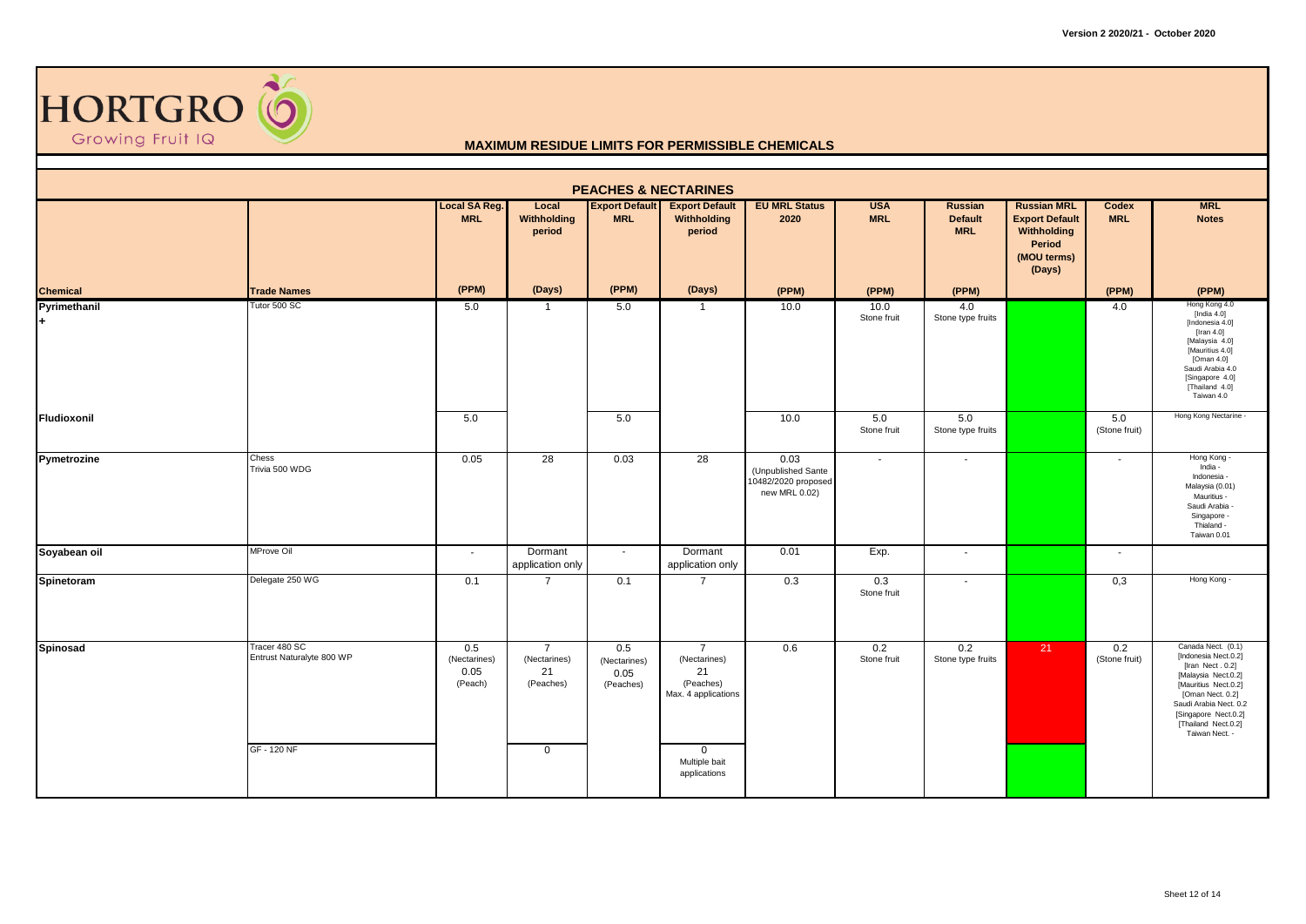HORTGRO Growing Fruit IQ

**Version 2 2020/21 - October 2020**

# MAXIMUM RESIDUE LIMITS FOR PERMISSIBLE CHEMICALS

## PEACHES & NECTARINES

| Chemical | Trade Names | Local SA Reg. MRL (PPM) | Local Withholding period (Days) | Export Default MRL (PPM) | Export Default Withholding period (Days) | EU MRL Status 2020 (PPM) | USA MRL (PPM) | Russian Default MRL (PPM) | Russian MRL Export Default Withholding Period (MOU terms) (Days) | Codex MRL (PPM) | MRL Notes (PPM) |
|---|---|---|---|---|---|---|---|---|---|---|---|
| Pyrimethanil + | Tutor 500 SC | 5.0 | 1 | 5.0 | 1 | 10.0 | 10.0 Stone fruit | 4.0 Stone type fruits | | 4.0 | Hong Kong 4.0 [India 4.0] [Indonesia 4.0] [Iran 4.0] [Malaysia 4.0] [Mauritius 4.0] [Oman 4.0] Saudi Arabia 4.0 [Singapore 4.0] [Thailand 4.0] Taiwan 4.0 |
| Fludioxonil | | 5.0 | | 5.0 | | 10.0 | 5.0 Stone fruit | 5.0 Stone type fruits | | 5.0 (Stone fruit) | Hong Kong Nectarine - |
| Pymetrozine | Chess Trivia 500 WDG | 0.05 | 28 | 0.03 | 28 | 0.03 (Unpublished Sante 10482/2020 proposed new MRL 0.02) | - | - | | - | Hong Kong - India - Indonesia - Malaysia (0.01) Mauritius - Saudi Arabia - Singapore - Thailand - Taiwan 0.01 |
| Soyabean oil | MProve Oil | - | Dormant application only | - | Dormant application only | 0.01 | Exp. | - | | - | |
| Spinetoram | Delegate 250 WG | 0.1 | 7 | 0.1 | 7 | 0.3 | 0.3 Stone fruit | - | | 0,3 | Hong Kong - |
| Spinosad | Tracer 480 SC Entrust Naturalyte 800 WP | 0.5 (Nectarines) 0.05 (Peach) | 7 (Nectarines) 21 (Peaches) | 0.5 (Nectarines) 0.05 (Peaches) | 7 (Nectarines) 21 (Peaches) Max. 4 applications | 0.6 | 0.2 Stone fruit | 0.2 Stone type fruits | 21 | 0.2 (Stone fruit) | Canada Nect. (0.1) [Indonesia Nect.0.2] [Iran Nect . 0.2] [Malaysia Nect.0.2] [Mauritius Nect.0.2] [Oman Nect. 0.2] Saudi Arabia Nect. 0.2 [Singapore Nect.0.2] [Thailand Nect.0.2] Taiwan Nect. - |
| | GF - 120 NF | | 0 | | 0 Multiple bait applications | | | | | | |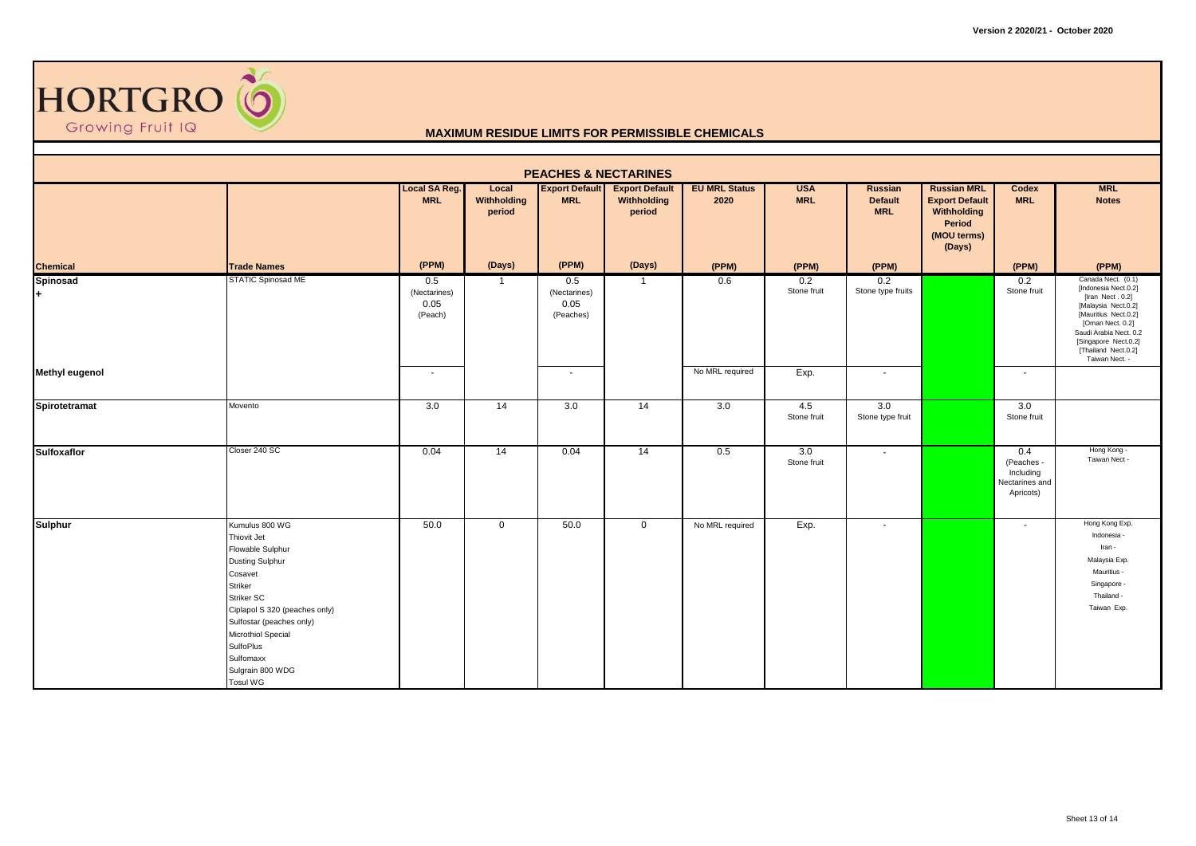HORTGRO Growing Fruit IQ

## MAXIMUM RESIDUE LIMITS FOR PERMISSIBLE CHEMICALS

### PEACHES & NECTARINES

| Chemical | Trade Names | Local SA Reg. MRL | Local Withholding period | Export Default MRL | Export Default Withholding period | EU MRL Status 2020 | USA MRL | Russian Default MRL | Russian MRL Export Default Withholding Period (MOU terms) (Days) | Codex MRL | MRL Notes |
|---|---|---|---|---|---|---|---|---|---|---|---|
| | | (PPM) | (Days) | (PPM) | (Days) | (PPM) | (PPM) | (PPM) | | (PPM) | (PPM) |
| Spinosad + | STATIC Spinosad ME | 0.5 (Nectarines) 0.05 (Peach) | 1 | 0.5 (Nectarines) 0.05 (Peaches) | 1 | 0.6 | 0.2 Stone fruit | 0.2 Stone type fruits | | 0.2 Stone fruit | Canada Nect. (0.1) [Indonesia Nect.0.2] [Iran Nect . 0.2] [Malaysia Nect.0.2] [Mauritius Nect.0.2] [Oman Nect. 0.2] Saudi Arabia Nect. 0.2 [Singapore Nect.0.2] [Thailand Nect.0.2] Taiwan Nect. - |
| Methyl eugenol | | - | | - | | No MRL required | Exp. | - | | - | |
| Spirotetramat | Movento | 3.0 | 14 | 3.0 | 14 | 3.0 | 4.5 Stone fruit | 3.0 Stone type fruit | | 3.0 Stone fruit | |
| Sulfoxaflor | Closer 240 SC | 0.04 | 14 | 0.04 | 14 | 0.5 | 3.0 Stone fruit | - | | 0.4 (Peaches - Including Nectarines and Apricots) | Hong Kong - Taiwan Nect - |
| Sulphur | Kumulus 800 WG<br>Thiovit Jet<br>Flowable Sulphur<br>Dusting Sulphur<br>Cosavet<br>Striker<br>Striker SC<br>Ciplapol S 320 (peaches only)<br>Sulfostar (peaches only)<br>Microthiol Special<br>SulfoPlus<br>Sulfomaxx<br>Sulgrain 800 WDG<br>Tosul WG | 50.0 | 0 | 50.0 | 0 | No MRL required | Exp. | - | | - | Hong Kong Exp.<br>Indonesia -<br>Iran -<br>Malaysia Exp.<br>Mauritius -<br>Singapore -<br>Thailand -<br>Taiwan Exp. |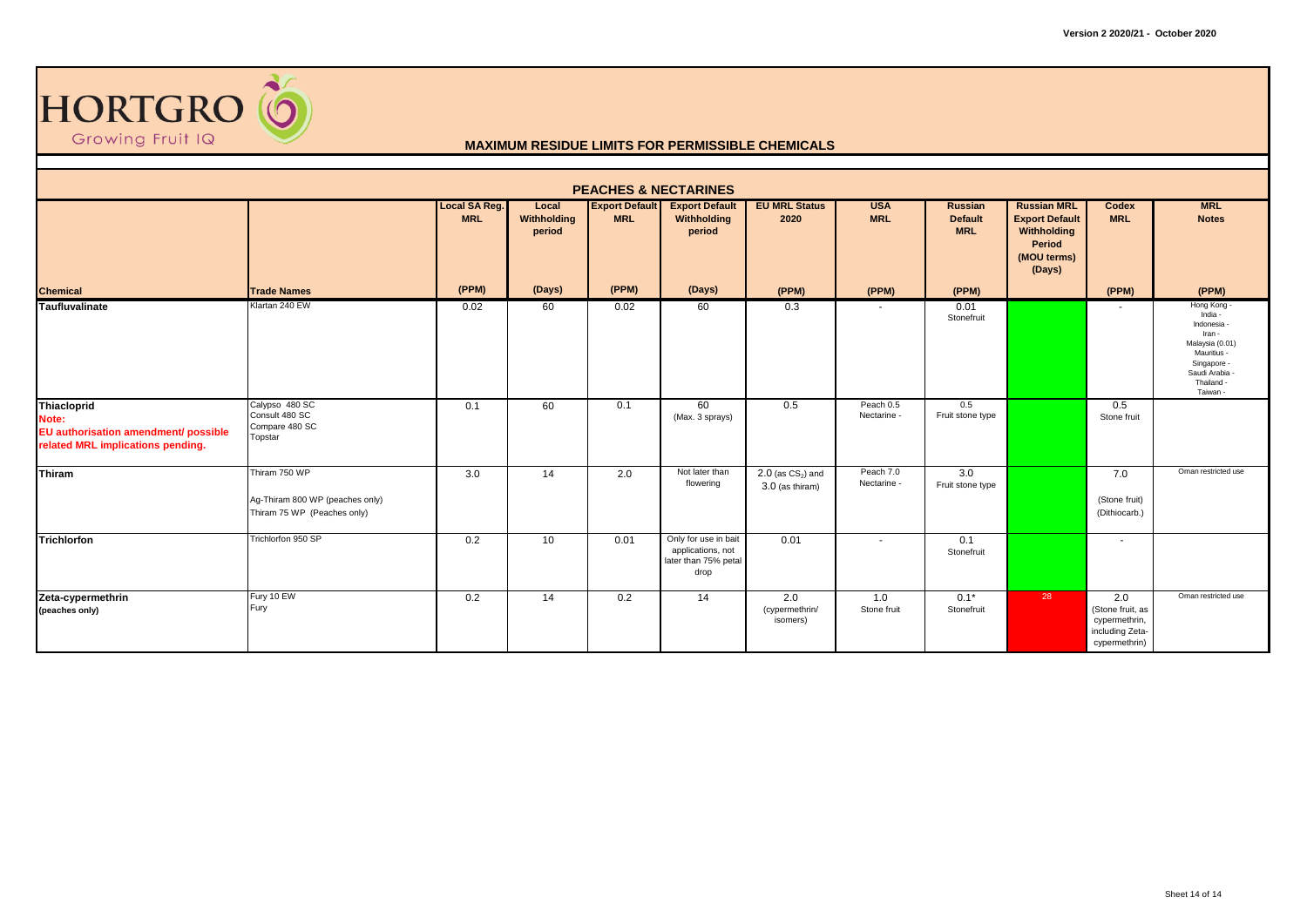HORTGRO Growing Fruit IQ

# MAXIMUM RESIDUE LIMITS FOR PERMISSIBLE CHEMICALS

## PEACHES & NECTARINES

| Chemical | Trade Names | Local SA Reg. MRL (PPM) | Local Withholding period (Days) | Export Default MRL (PPM) | Export Default Withholding period (Days) | EU MRL Status 2020 (PPM) | USA MRL (PPM) | Russian Default MRL (PPM) | Russian MRL Export Default Withholding Period (MOU terms) (Days) | Codex MRL (PPM) | MRL Notes (PPM) |
|---|---|---|---|---|---|---|---|---|---|---|---|
| **Taufluvalinate** | Klartan 240 EW | 0.02 | 60 | 0.02 | 60 | 0.3 | - | 0.01 Stonefruit | | - | Hong Kong - India - Indonesia - Iran - Malaysia (0.01) Mauritius - Singapore - Saudi Arabia - Thailand - Taiwan - |
| **Thiacloprid** Note: EU authorisation amendment/ possible related MRL implications pending. | Calypso 480 SC Consult 480 SC Compare 480 SC Topstar | 0.1 | 60 | 0.1 | 60 (Max. 3 sprays) | 0.5 | Peach 0.5 Nectarine - | 0.5 Fruit stone type | | 0.5 Stone fruit | |
| **Thiram** | Thiram 750 WP Ag-Thiram 800 WP (peaches only) Thiram 75 WP (Peaches only) | 3.0 | 14 | 2.0 | Not later than flowering | 2.0 (as $CS_2$) and 3.0 (as thiram) | Peach 7.0 Nectarine - | 3.0 Fruit stone type | | 7.0 (Stone fruit) (Dithiocarb.) | Oman restricted use |
| **Trichlorfon** | Trichlorfon 950 SP | 0.2 | 10 | 0.01 | Only for use in bait applications, not later than 75% petal drop | 0.01 | - | 0.1 Stonefruit | | - | |
| **Zeta-cypermethrin** (peaches only) | Fury 10 EW Fury | 0.2 | 14 | 0.2 | 14 | 2.0 (cypermethrin/ isomers) | 1.0 Stone fruit | 0.1* Stonefruit | 28 | 2.0 (Stone fruit, as cypermethrin, including Zeta-cypermethrin) | Oman restricted use |